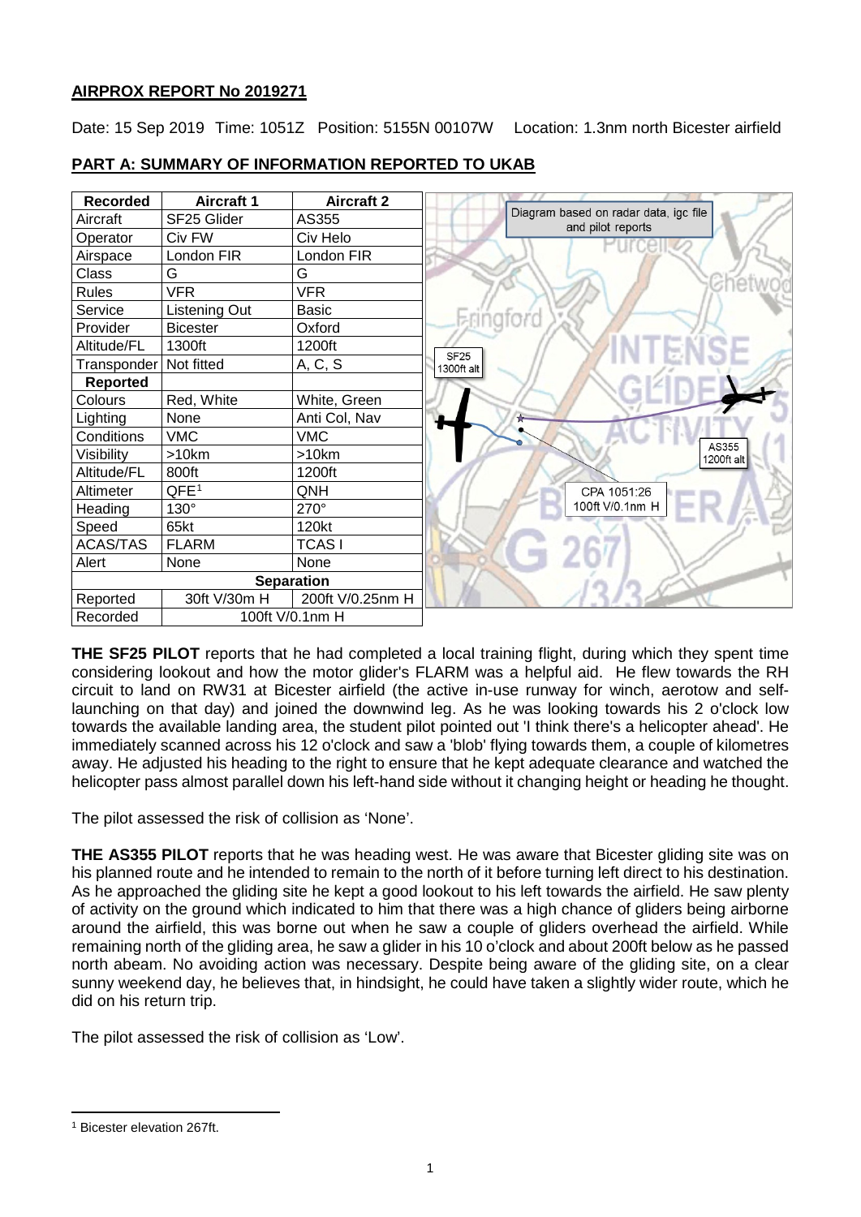## AIRPROX REPORT No 2019271

Date: 15 Sep 2019 Time: 1051Z Position: 5155N 00107W Location: 1.3nm north Bicester airfield

### PART A: SUMMARY OF INFORMATION REPORTED TO UKAB

| Recorded | Aircraft 1 | Aircraft 2 |
|---|---|---|
| Aircraft | SF25 Glider | AS355 |
| Operator | Civ FW | Civ Helo |
| Airspace | London FIR | London FIR |
| Class | G | G |
| Rules | VFR | VFR |
| Service | Listening Out | Basic |
| Provider | Bicester | Oxford |
| Altitude/FL | 1300ft | 1200ft |
| Transponder | Not fitted | A, C, S |
| **Reported** | | |
| Colours | Red, White | White, Green |
| Lighting | None | Anti Col, Nav |
| Conditions | VMC | VMC |
| Visibility | >10km | >10km |
| Altitude/FL | 800ft | 1200ft |
| Altimeter | QFE[1] | QNH |
| Heading | 130° | 270° |
| Speed | 65kt | 120kt |
| ACAS/TAS | FLARM | TCAS I |
| Alert | None | None |
| **Separation** | | |
| Reported | 30ft V/30m H | 200ft V/0.25nm H |
| Recorded | 100ft V/0.1nm H | |

Diagram based on radar data, igc file and pilot reports

SF25 1300ft alt

AS355 1200ft alt

CPA 1051:26 100ft V/0.1nm H

**THE SF25 PILOT** reports that he had completed a local training flight, during which they spent time considering lookout and how the motor glider's FLARM was a helpful aid. He flew towards the RH circuit to land on RW31 at Bicester airfield (the active in-use runway for winch, aerotow and self-launching on that day) and joined the downwind leg. As he was looking towards his 2 o'clock low towards the available landing area, the student pilot pointed out 'I think there's a helicopter ahead'. He immediately scanned across his 12 o'clock and saw a 'blob' flying towards them, a couple of kilometres away. He adjusted his heading to the right to ensure that he kept adequate clearance and watched the helicopter pass almost parallel down his left-hand side without it changing height or heading he thought.

The pilot assessed the risk of collision as 'None'.

**THE AS355 PILOT** reports that he was heading west. He was aware that Bicester gliding site was on his planned route and he intended to remain to the north of it before turning left direct to his destination. As he approached the gliding site he kept a good lookout to his left towards the airfield. He saw plenty of activity on the ground which indicated to him that there was a high chance of gliders being airborne around the airfield, this was borne out when he saw a couple of gliders overhead the airfield. While remaining north of the gliding area, he saw a glider in his 10 o'clock and about 200ft below as he passed north abeam. No avoiding action was necessary. Despite being aware of the gliding site, on a clear sunny weekend day, he believes that, in hindsight, he could have taken a slightly wider route, which he did on his return trip.

The pilot assessed the risk of collision as 'Low'.

[1] Bicester elevation 267ft.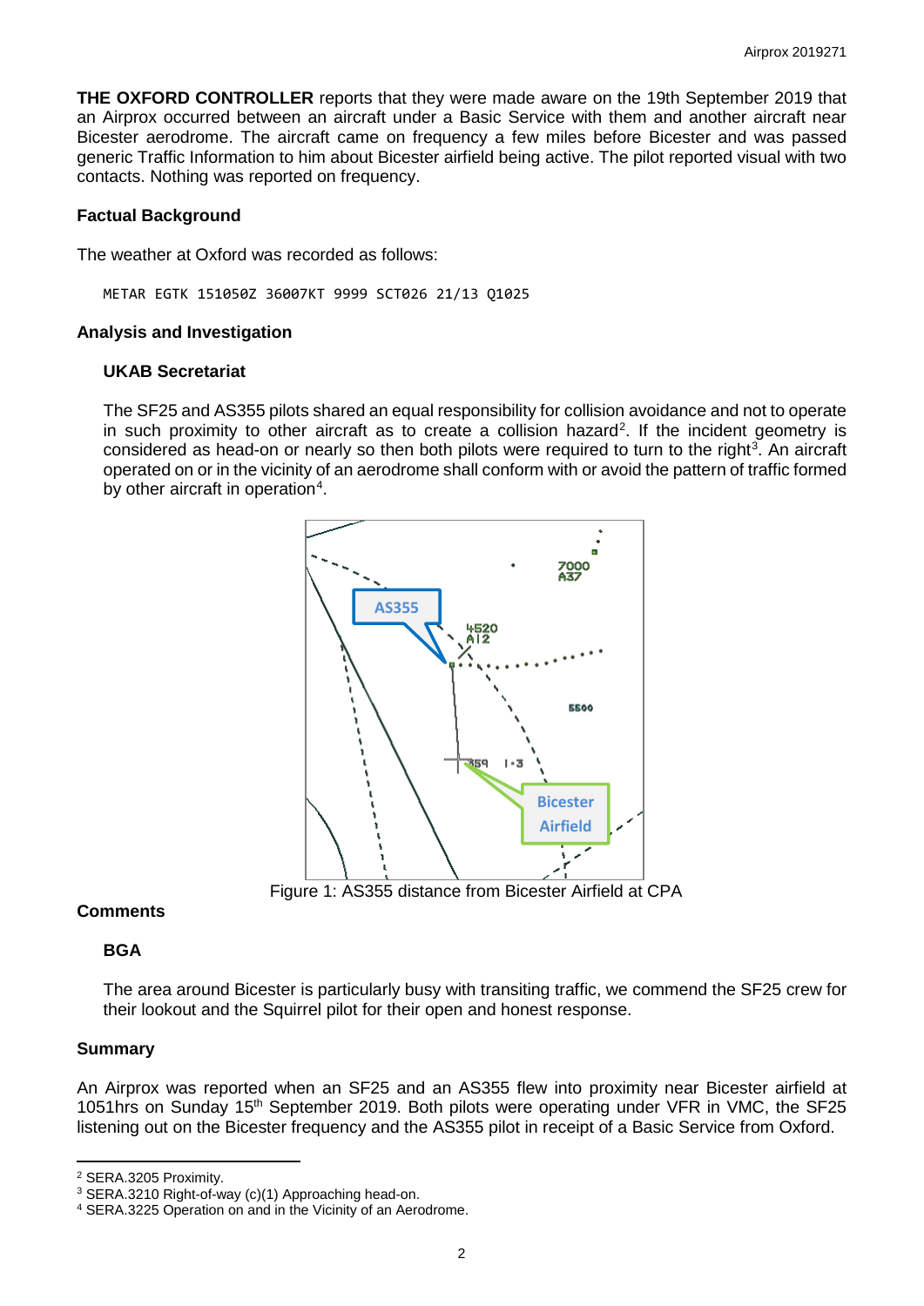**THE OXFORD CONTROLLER** reports that they were made aware on the 19th September 2019 that an Airprox occurred between an aircraft under a Basic Service with them and another aircraft near Bicester aerodrome. The aircraft came on frequency a few miles before Bicester and was passed generic Traffic Information to him about Bicester airfield being active. The pilot reported visual with two contacts. Nothing was reported on frequency.

### Factual Background

The weather at Oxford was recorded as follows:

```
METAR EGTK 151050Z 36007KT 9999 SCT026 21/13 Q1025
```

### Analysis and Investigation

#### UKAB Secretariat

The SF25 and AS355 pilots shared an equal responsibility for collision avoidance and not to operate in such proximity to other aircraft as to create a collision hazard[2]. If the incident geometry is considered as head-on or nearly so then both pilots were required to turn to the right[3]. An aircraft operated on or in the vicinity of an aerodrome shall conform with or avoid the pattern of traffic formed by other aircraft in operation[4].

Figure 1: AS355 distance from Bicester Airfield at CPA

### Comments

#### BGA

The area around Bicester is particularly busy with transiting traffic, we commend the SF25 crew for their lookout and the Squirrel pilot for their open and honest response.

### Summary

An Airprox was reported when an SF25 and an AS355 flew into proximity near Bicester airfield at 1051hrs on Sunday 15th September 2019. Both pilots were operating under VFR in VMC, the SF25 listening out on the Bicester frequency and the AS355 pilot in receipt of a Basic Service from Oxford.

---

[2] SERA.3205 Proximity.

[3] SERA.3210 Right-of-way (c)(1) Approaching head-on.

[4] SERA.3225 Operation on and in the Vicinity of an Aerodrome.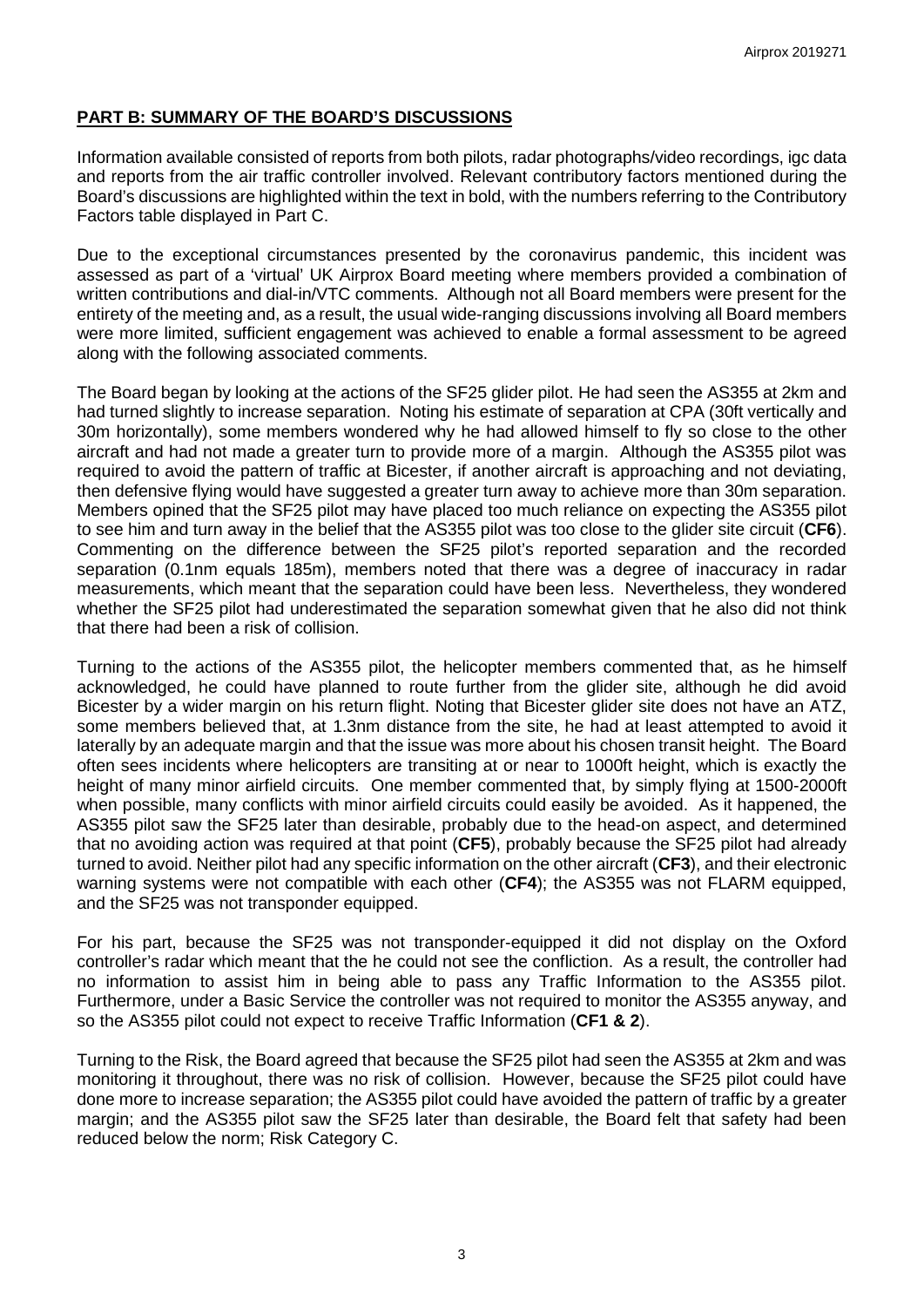## PART B: SUMMARY OF THE BOARD'S DISCUSSIONS

Information available consisted of reports from both pilots, radar photographs/video recordings, igc data and reports from the air traffic controller involved. Relevant contributory factors mentioned during the Board's discussions are highlighted within the text in bold, with the numbers referring to the Contributory Factors table displayed in Part C.

Due to the exceptional circumstances presented by the coronavirus pandemic, this incident was assessed as part of a 'virtual' UK Airprox Board meeting where members provided a combination of written contributions and dial-in/VTC comments. Although not all Board members were present for the entirety of the meeting and, as a result, the usual wide-ranging discussions involving all Board members were more limited, sufficient engagement was achieved to enable a formal assessment to be agreed along with the following associated comments.

The Board began by looking at the actions of the SF25 glider pilot. He had seen the AS355 at 2km and had turned slightly to increase separation. Noting his estimate of separation at CPA (30ft vertically and 30m horizontally), some members wondered why he had allowed himself to fly so close to the other aircraft and had not made a greater turn to provide more of a margin. Although the AS355 pilot was required to avoid the pattern of traffic at Bicester, if another aircraft is approaching and not deviating, then defensive flying would have suggested a greater turn away to achieve more than 30m separation. Members opined that the SF25 pilot may have placed too much reliance on expecting the AS355 pilot to see him and turn away in the belief that the AS355 pilot was too close to the glider site circuit (**CF6**). Commenting on the difference between the SF25 pilot's reported separation and the recorded separation (0.1nm equals 185m), members noted that there was a degree of inaccuracy in radar measurements, which meant that the separation could have been less. Nevertheless, they wondered whether the SF25 pilot had underestimated the separation somewhat given that he also did not think that there had been a risk of collision.

Turning to the actions of the AS355 pilot, the helicopter members commented that, as he himself acknowledged, he could have planned to route further from the glider site, although he did avoid Bicester by a wider margin on his return flight. Noting that Bicester glider site does not have an ATZ, some members believed that, at 1.3nm distance from the site, he had at least attempted to avoid it laterally by an adequate margin and that the issue was more about his chosen transit height. The Board often sees incidents where helicopters are transiting at or near to 1000ft height, which is exactly the height of many minor airfield circuits. One member commented that, by simply flying at 1500-2000ft when possible, many conflicts with minor airfield circuits could easily be avoided. As it happened, the AS355 pilot saw the SF25 later than desirable, probably due to the head-on aspect, and determined that no avoiding action was required at that point (**CF5**), probably because the SF25 pilot had already turned to avoid. Neither pilot had any specific information on the other aircraft (**CF3**), and their electronic warning systems were not compatible with each other (**CF4**); the AS355 was not FLARM equipped, and the SF25 was not transponder equipped.

For his part, because the SF25 was not transponder-equipped it did not display on the Oxford controller's radar which meant that the he could not see the confliction. As a result, the controller had no information to assist him in being able to pass any Traffic Information to the AS355 pilot. Furthermore, under a Basic Service the controller was not required to monitor the AS355 anyway, and so the AS355 pilot could not expect to receive Traffic Information (**CF1 & 2**).

Turning to the Risk, the Board agreed that because the SF25 pilot had seen the AS355 at 2km and was monitoring it throughout, there was no risk of collision. However, because the SF25 pilot could have done more to increase separation; the AS355 pilot could have avoided the pattern of traffic by a greater margin; and the AS355 pilot saw the SF25 later than desirable, the Board felt that safety had been reduced below the norm; Risk Category C.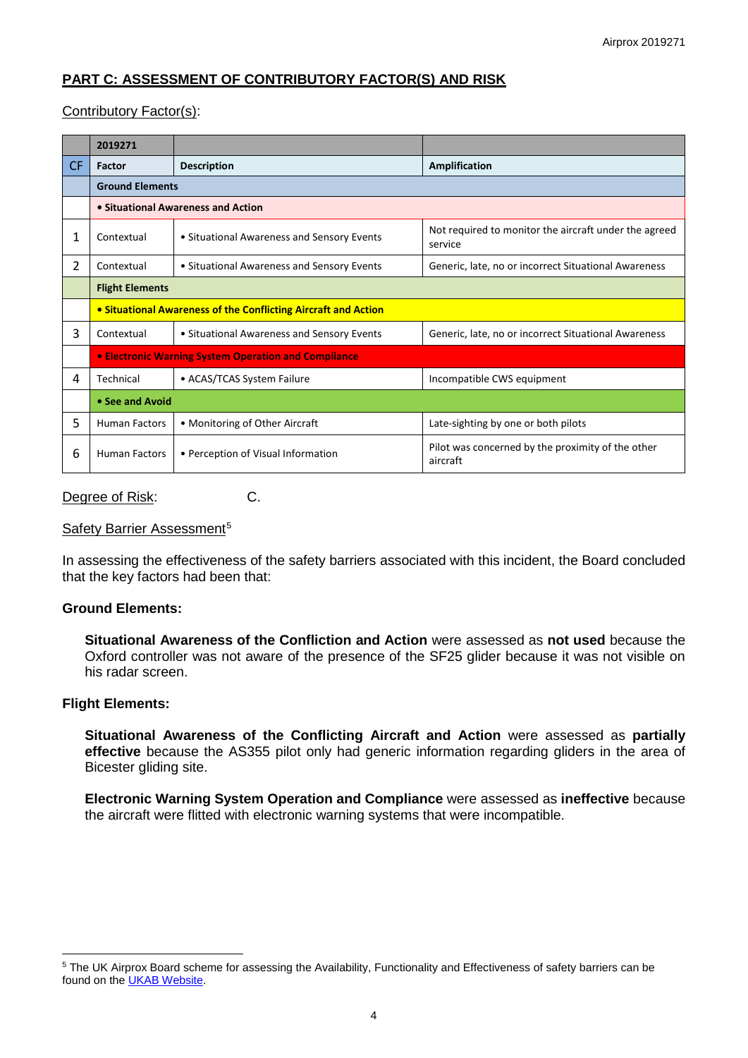## PART C: ASSESSMENT OF CONTRIBUTORY FACTOR(S) AND RISK

Contributory Factor(s):

| | 2019271 | | |
|---|---|---|---|
| CF | Factor | Description | Amplification |
| | **Ground Elements** | | |
| | **• Situational Awareness and Action** | | |
| 1 | Contextual | • Situational Awareness and Sensory Events | Not required to monitor the aircraft under the agreed service |
| 2 | Contextual | • Situational Awareness and Sensory Events | Generic, late, no or incorrect Situational Awareness |
| | **Flight Elements** | | |
| | **• Situational Awareness of the Conflicting Aircraft and Action** | | |
| 3 | Contextual | • Situational Awareness and Sensory Events | Generic, late, no or incorrect Situational Awareness |
| | **• Electronic Warning System Operation and Compliance** | | |
| 4 | Technical | • ACAS/TCAS System Failure | Incompatible CWS equipment |
| | **• See and Avoid** | | |
| 5 | Human Factors | • Monitoring of Other Aircraft | Late-sighting by one or both pilots |
| 6 | Human Factors | • Perception of Visual Information | Pilot was concerned by the proximity of the other aircraft |

Degree of Risk: C.

Safety Barrier Assessment[5]

In assessing the effectiveness of the safety barriers associated with this incident, the Board concluded that the key factors had been that:

**Ground Elements:**

**Situational Awareness of the Confliction and Action** were assessed as **not used** because the Oxford controller was not aware of the presence of the SF25 glider because it was not visible on his radar screen.

**Flight Elements:**

**Situational Awareness of the Conflicting Aircraft and Action** were assessed as **partially effective** because the AS355 pilot only had generic information regarding gliders in the area of Bicester gliding site.

**Electronic Warning System Operation and Compliance** were assessed as **ineffective** because the aircraft were flitted with electronic warning systems that were incompatible.

---

[5] The UK Airprox Board scheme for assessing the Availability, Functionality and Effectiveness of safety barriers can be found on the UKAB Website.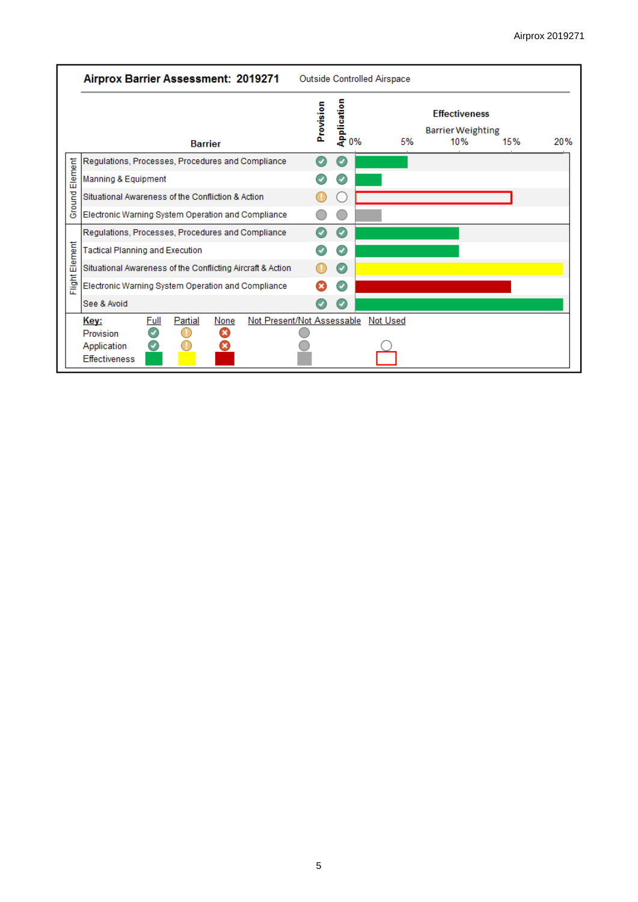**Airprox Barrier Assessment: 2019271** Outside Controlled Airspace

| | Barrier | Provision | Application | Effectiveness |
|---|---|---|---|---|
| Ground Element | Regulations, Processes, Procedures and Compliance | Full | Full | Full |
| | Manning & Equipment | Full | Full | Full |
| | Situational Awareness of the Confliction & Action | Partial | Not Used | Not Used |
| | Electronic Warning System Operation and Compliance | Not Present/Not Assessable | Not Present/Not Assessable | Not Present/Not Assessable |
| Flight Element | Regulations, Processes, Procedures and Compliance | Full | Full | Full |
| | Tactical Planning and Execution | Full | Full | Full |
| | Situational Awareness of the Conflicting Aircraft & Action | Partial | Full | Partial |
| | Electronic Warning System Operation and Compliance | None | Full | None |
| | See & Avoid | Full | Full | Full |

Effectiveness

Barrier Weighting

0% 5% 10% 15% 20%

**Key:** Full, Partial, None, Not Present/Not Assessable, Not Used — Provision, Application, Effectiveness